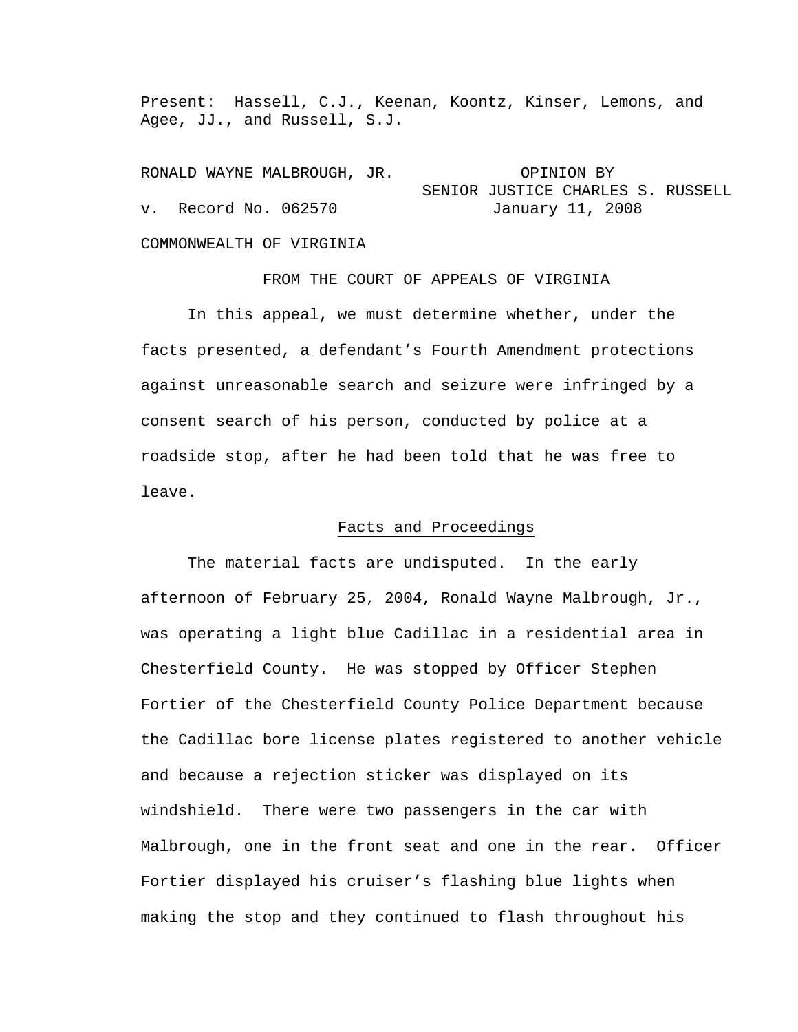Present: Hassell, C.J., Keenan, Koontz, Kinser, Lemons, and Agee, JJ., and Russell, S.J.

RONALD WAYNE MALBROUGH, JR.

v. Record No. 062570

OPINION BY SENIOR JUSTICE CHARLES S. RUSSELL
January 11, 2008

COMMONWEALTH OF VIRGINIA

FROM THE COURT OF APPEALS OF VIRGINIA

In this appeal, we must determine whether, under the facts presented, a defendant's Fourth Amendment protections against unreasonable search and seizure were infringed by a consent search of his person, conducted by police at a roadside stop, after he had been told that he was free to leave.

## Facts and Proceedings

The material facts are undisputed. In the early afternoon of February 25, 2004, Ronald Wayne Malbrough, Jr., was operating a light blue Cadillac in a residential area in Chesterfield County. He was stopped by Officer Stephen Fortier of the Chesterfield County Police Department because the Cadillac bore license plates registered to another vehicle and because a rejection sticker was displayed on its windshield. There were two passengers in the car with Malbrough, one in the front seat and one in the rear. Officer Fortier displayed his cruiser's flashing blue lights when making the stop and they continued to flash throughout his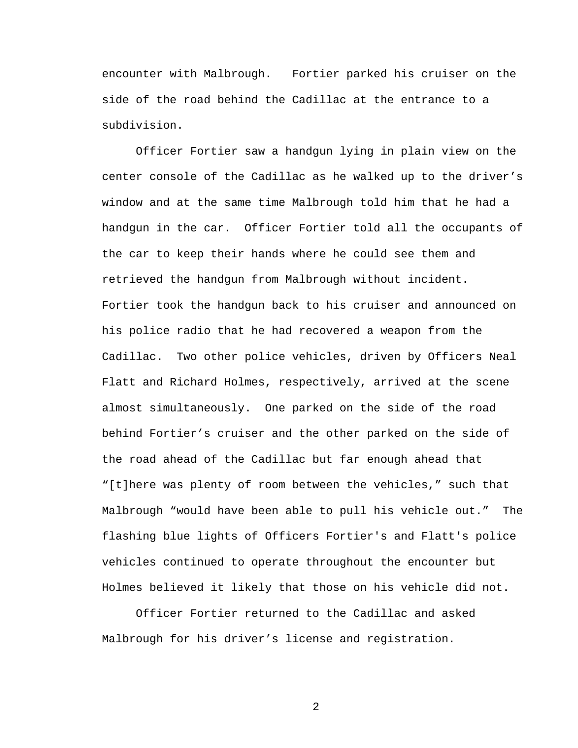encounter with Malbrough. Fortier parked his cruiser on the side of the road behind the Cadillac at the entrance to a subdivision.

Officer Fortier saw a handgun lying in plain view on the center console of the Cadillac as he walked up to the driver's window and at the same time Malbrough told him that he had a handgun in the car. Officer Fortier told all the occupants of the car to keep their hands where he could see them and retrieved the handgun from Malbrough without incident. Fortier took the handgun back to his cruiser and announced on his police radio that he had recovered a weapon from the Cadillac. Two other police vehicles, driven by Officers Neal Flatt and Richard Holmes, respectively, arrived at the scene almost simultaneously. One parked on the side of the road behind Fortier's cruiser and the other parked on the side of the road ahead of the Cadillac but far enough ahead that "[t]here was plenty of room between the vehicles," such that Malbrough "would have been able to pull his vehicle out." The flashing blue lights of Officers Fortier's and Flatt's police vehicles continued to operate throughout the encounter but Holmes believed it likely that those on his vehicle did not.

Officer Fortier returned to the Cadillac and asked Malbrough for his driver's license and registration.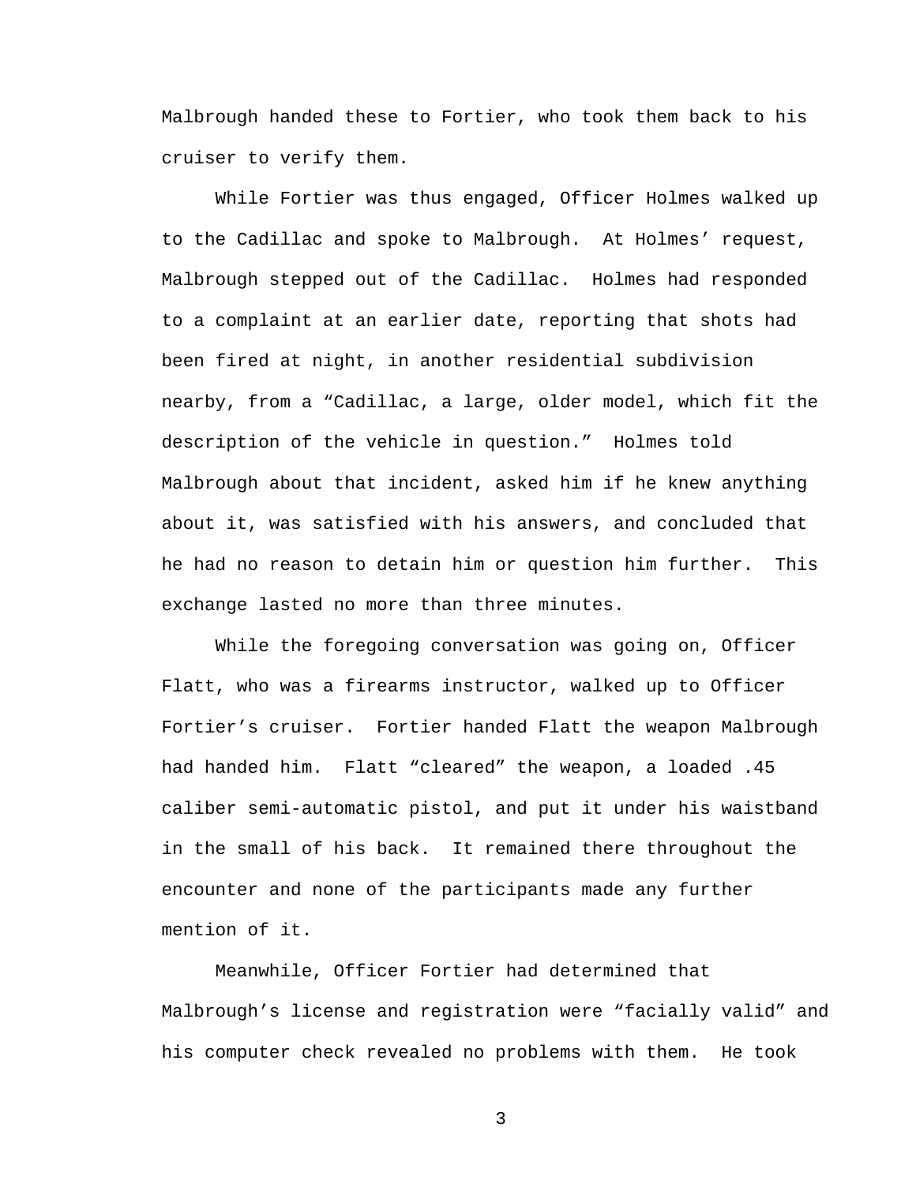Malbrough handed these to Fortier, who took them back to his cruiser to verify them.

While Fortier was thus engaged, Officer Holmes walked up to the Cadillac and spoke to Malbrough. At Holmes' request, Malbrough stepped out of the Cadillac. Holmes had responded to a complaint at an earlier date, reporting that shots had been fired at night, in another residential subdivision nearby, from a "Cadillac, a large, older model, which fit the description of the vehicle in question." Holmes told Malbrough about that incident, asked him if he knew anything about it, was satisfied with his answers, and concluded that he had no reason to detain him or question him further. This exchange lasted no more than three minutes.

While the foregoing conversation was going on, Officer Flatt, who was a firearms instructor, walked up to Officer Fortier's cruiser. Fortier handed Flatt the weapon Malbrough had handed him. Flatt "cleared" the weapon, a loaded .45 caliber semi-automatic pistol, and put it under his waistband in the small of his back. It remained there throughout the encounter and none of the participants made any further mention of it.

Meanwhile, Officer Fortier had determined that Malbrough's license and registration were "facially valid" and his computer check revealed no problems with them. He took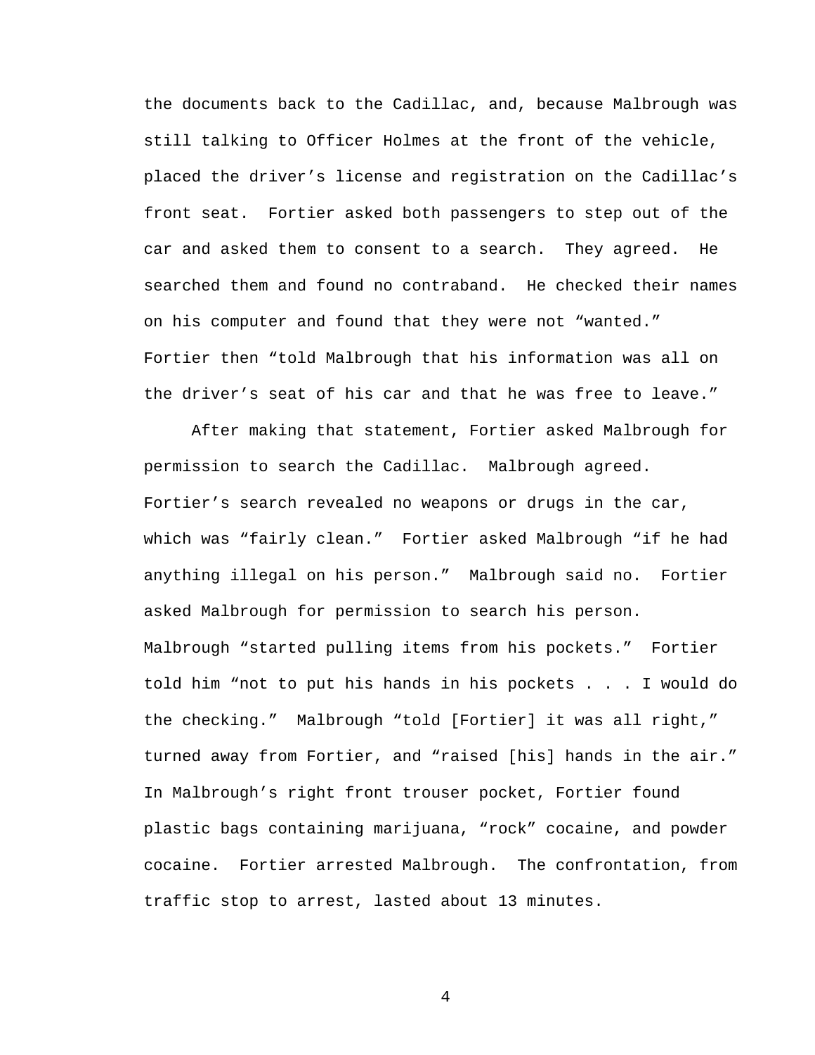the documents back to the Cadillac, and, because Malbrough was still talking to Officer Holmes at the front of the vehicle, placed the driver's license and registration on the Cadillac's front seat. Fortier asked both passengers to step out of the car and asked them to consent to a search. They agreed. He searched them and found no contraband. He checked their names on his computer and found that they were not "wanted." Fortier then "told Malbrough that his information was all on the driver's seat of his car and that he was free to leave."

After making that statement, Fortier asked Malbrough for permission to search the Cadillac. Malbrough agreed. Fortier's search revealed no weapons or drugs in the car, which was "fairly clean." Fortier asked Malbrough "if he had anything illegal on his person." Malbrough said no. Fortier asked Malbrough for permission to search his person. Malbrough "started pulling items from his pockets." Fortier told him "not to put his hands in his pockets . . . I would do the checking." Malbrough "told [Fortier] it was all right," turned away from Fortier, and "raised [his] hands in the air." In Malbrough's right front trouser pocket, Fortier found plastic bags containing marijuana, "rock" cocaine, and powder cocaine. Fortier arrested Malbrough. The confrontation, from traffic stop to arrest, lasted about 13 minutes.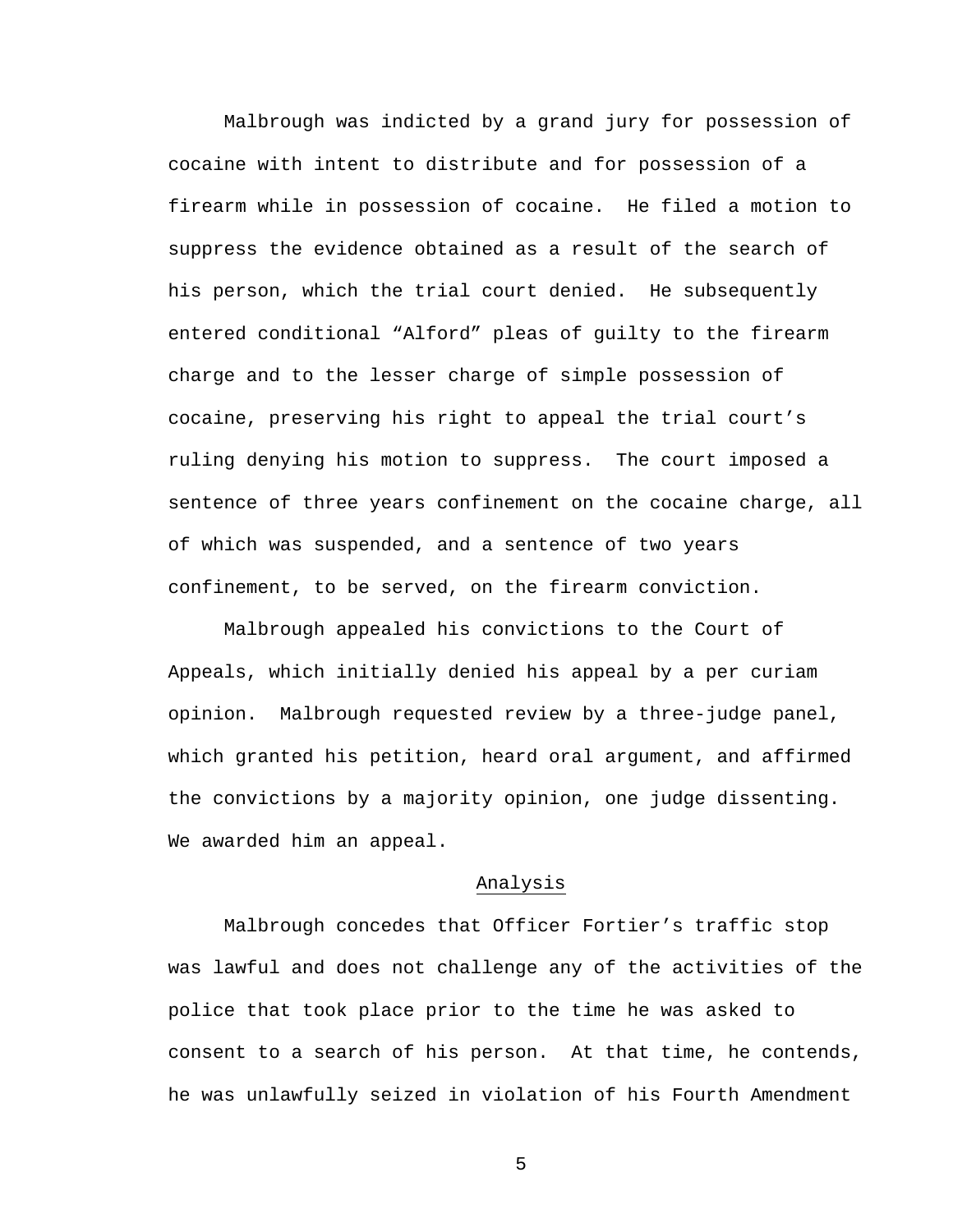Malbrough was indicted by a grand jury for possession of cocaine with intent to distribute and for possession of a firearm while in possession of cocaine. He filed a motion to suppress the evidence obtained as a result of the search of his person, which the trial court denied. He subsequently entered conditional "Alford" pleas of guilty to the firearm charge and to the lesser charge of simple possession of cocaine, preserving his right to appeal the trial court's ruling denying his motion to suppress. The court imposed a sentence of three years confinement on the cocaine charge, all of which was suspended, and a sentence of two years confinement, to be served, on the firearm conviction.

Malbrough appealed his convictions to the Court of Appeals, which initially denied his appeal by a per curiam opinion. Malbrough requested review by a three-judge panel, which granted his petition, heard oral argument, and affirmed the convictions by a majority opinion, one judge dissenting. We awarded him an appeal.

## Analysis

Malbrough concedes that Officer Fortier's traffic stop was lawful and does not challenge any of the activities of the police that took place prior to the time he was asked to consent to a search of his person. At that time, he contends, he was unlawfully seized in violation of his Fourth Amendment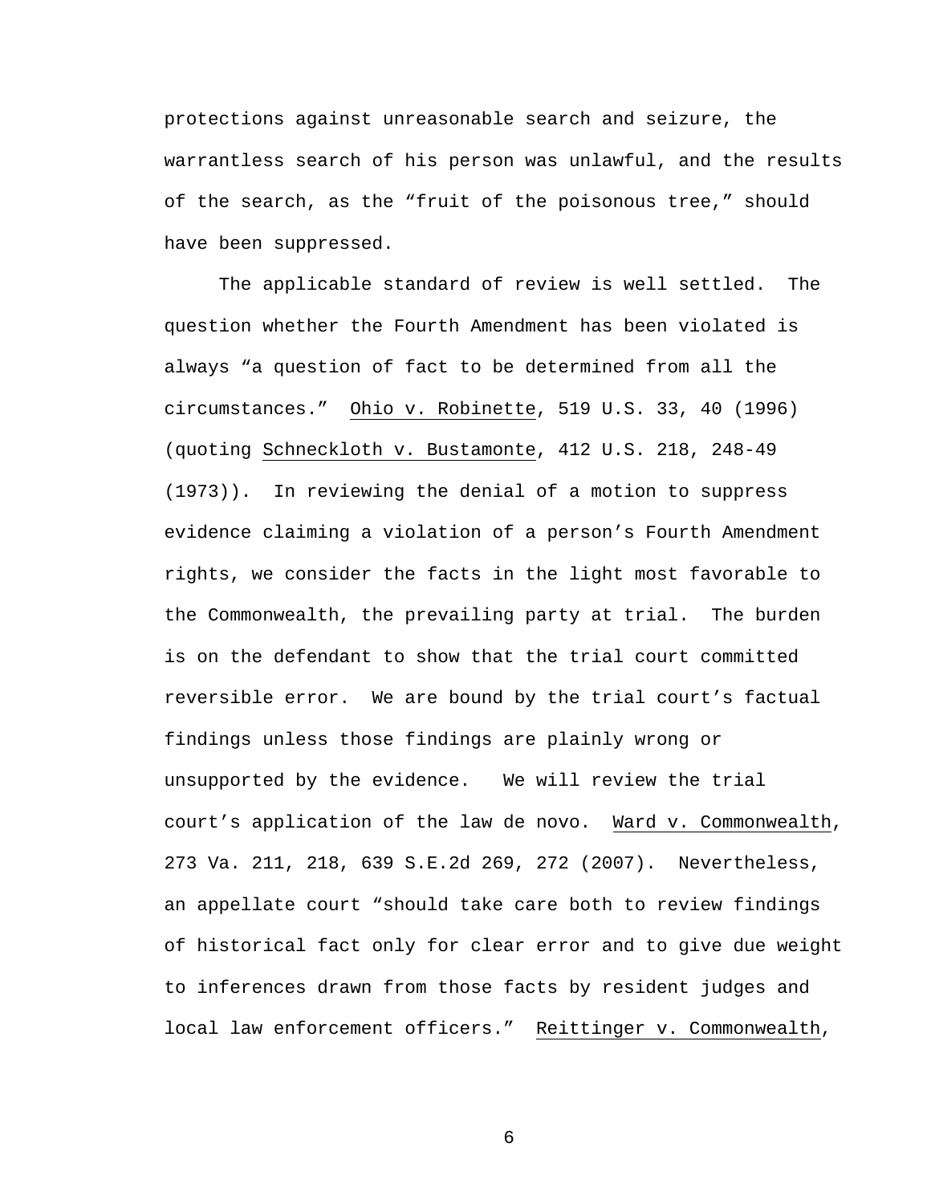protections against unreasonable search and seizure, the warrantless search of his person was unlawful, and the results of the search, as the "fruit of the poisonous tree," should have been suppressed.

The applicable standard of review is well settled. The question whether the Fourth Amendment has been violated is always "a question of fact to be determined from all the circumstances." Ohio v. Robinette, 519 U.S. 33, 40 (1996) (quoting Schneckloth v. Bustamonte, 412 U.S. 218, 248-49 (1973)). In reviewing the denial of a motion to suppress evidence claiming a violation of a person's Fourth Amendment rights, we consider the facts in the light most favorable to the Commonwealth, the prevailing party at trial. The burden is on the defendant to show that the trial court committed reversible error. We are bound by the trial court's factual findings unless those findings are plainly wrong or unsupported by the evidence. We will review the trial court's application of the law de novo. Ward v. Commonwealth, 273 Va. 211, 218, 639 S.E.2d 269, 272 (2007). Nevertheless, an appellate court "should take care both to review findings of historical fact only for clear error and to give due weight to inferences drawn from those facts by resident judges and local law enforcement officers." Reittinger v. Commonwealth,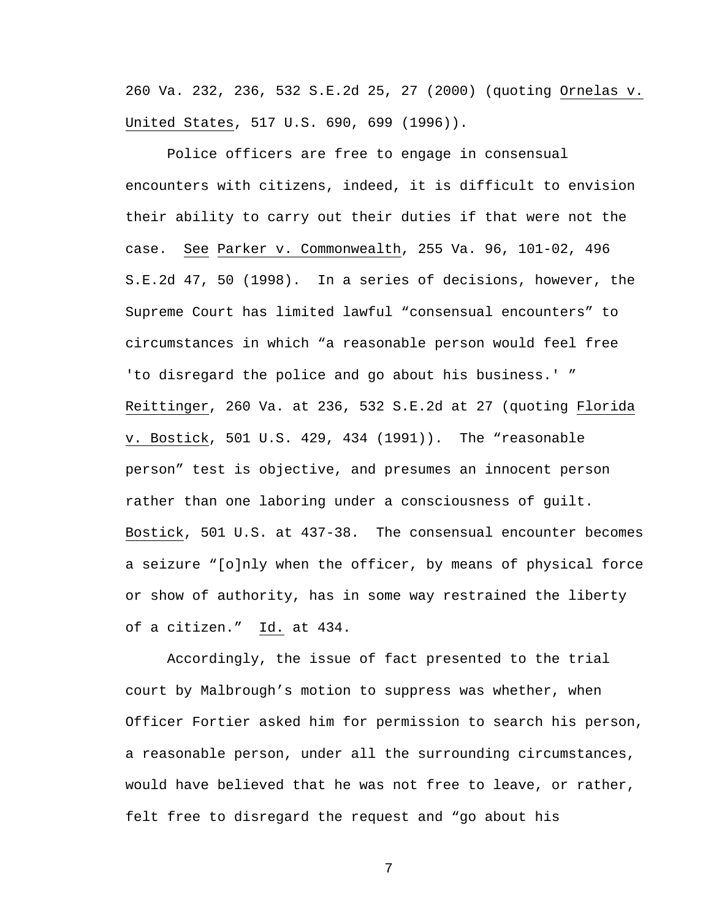260 Va. 232, 236, 532 S.E.2d 25, 27 (2000) (quoting Ornelas v. United States, 517 U.S. 690, 699 (1996)).

Police officers are free to engage in consensual encounters with citizens, indeed, it is difficult to envision their ability to carry out their duties if that were not the case. See Parker v. Commonwealth, 255 Va. 96, 101-02, 496 S.E.2d 47, 50 (1998). In a series of decisions, however, the Supreme Court has limited lawful "consensual encounters" to circumstances in which "a reasonable person would feel free 'to disregard the police and go about his business.' " Reittinger, 260 Va. at 236, 532 S.E.2d at 27 (quoting Florida v. Bostick, 501 U.S. 429, 434 (1991)). The "reasonable person" test is objective, and presumes an innocent person rather than one laboring under a consciousness of guilt. Bostick, 501 U.S. at 437-38. The consensual encounter becomes a seizure "[o]nly when the officer, by means of physical force or show of authority, has in some way restrained the liberty of a citizen." Id. at 434.

Accordingly, the issue of fact presented to the trial court by Malbrough's motion to suppress was whether, when Officer Fortier asked him for permission to search his person, a reasonable person, under all the surrounding circumstances, would have believed that he was not free to leave, or rather, felt free to disregard the request and "go about his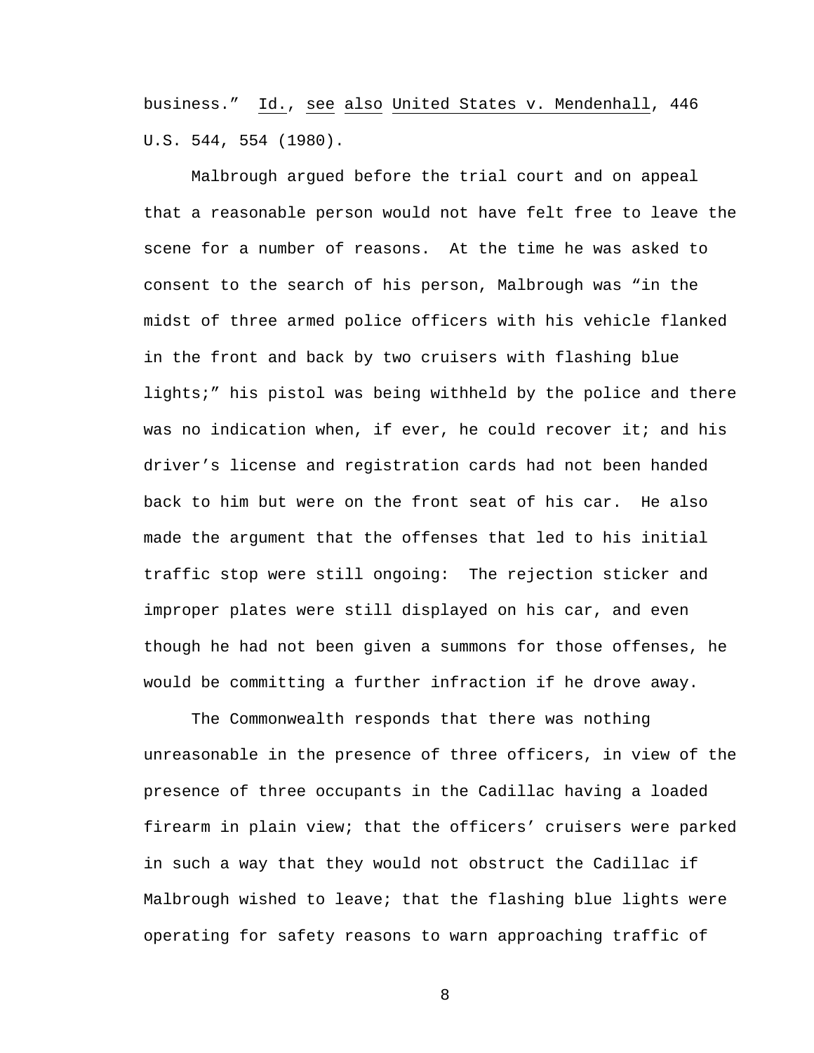business." Id., see also United States v. Mendenhall, 446 U.S. 544, 554 (1980).

Malbrough argued before the trial court and on appeal that a reasonable person would not have felt free to leave the scene for a number of reasons. At the time he was asked to consent to the search of his person, Malbrough was "in the midst of three armed police officers with his vehicle flanked in the front and back by two cruisers with flashing blue lights;" his pistol was being withheld by the police and there was no indication when, if ever, he could recover it; and his driver's license and registration cards had not been handed back to him but were on the front seat of his car. He also made the argument that the offenses that led to his initial traffic stop were still ongoing: The rejection sticker and improper plates were still displayed on his car, and even though he had not been given a summons for those offenses, he would be committing a further infraction if he drove away.

The Commonwealth responds that there was nothing unreasonable in the presence of three officers, in view of the presence of three occupants in the Cadillac having a loaded firearm in plain view; that the officers' cruisers were parked in such a way that they would not obstruct the Cadillac if Malbrough wished to leave; that the flashing blue lights were operating for safety reasons to warn approaching traffic of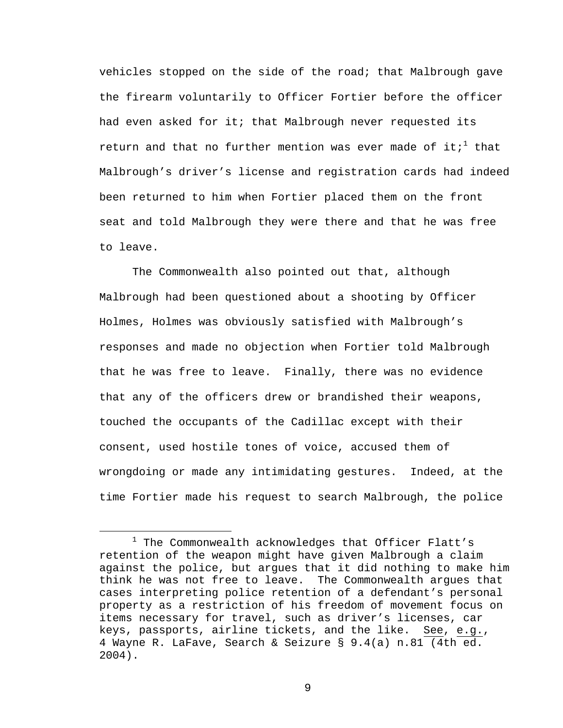vehicles stopped on the side of the road; that Malbrough gave the firearm voluntarily to Officer Fortier before the officer had even asked for it; that Malbrough never requested its return and that no further mention was ever made of it;[1] that Malbrough's driver's license and registration cards had indeed been returned to him when Fortier placed them on the front seat and told Malbrough they were there and that he was free to leave.

The Commonwealth also pointed out that, although Malbrough had been questioned about a shooting by Officer Holmes, Holmes was obviously satisfied with Malbrough's responses and made no objection when Fortier told Malbrough that he was free to leave. Finally, there was no evidence that any of the officers drew or brandished their weapons, touched the occupants of the Cadillac except with their consent, used hostile tones of voice, accused them of wrongdoing or made any intimidating gestures. Indeed, at the time Fortier made his request to search Malbrough, the police

---

[1] The Commonwealth acknowledges that Officer Flatt's retention of the weapon might have given Malbrough a claim against the police, but argues that it did nothing to make him think he was not free to leave. The Commonwealth argues that cases interpreting police retention of a defendant's personal property as a restriction of his freedom of movement focus on items necessary for travel, such as driver's licenses, car keys, passports, airline tickets, and the like. See, e.g., 4 Wayne R. LaFave, Search & Seizure § 9.4(a) n.81 (4th ed. 2004).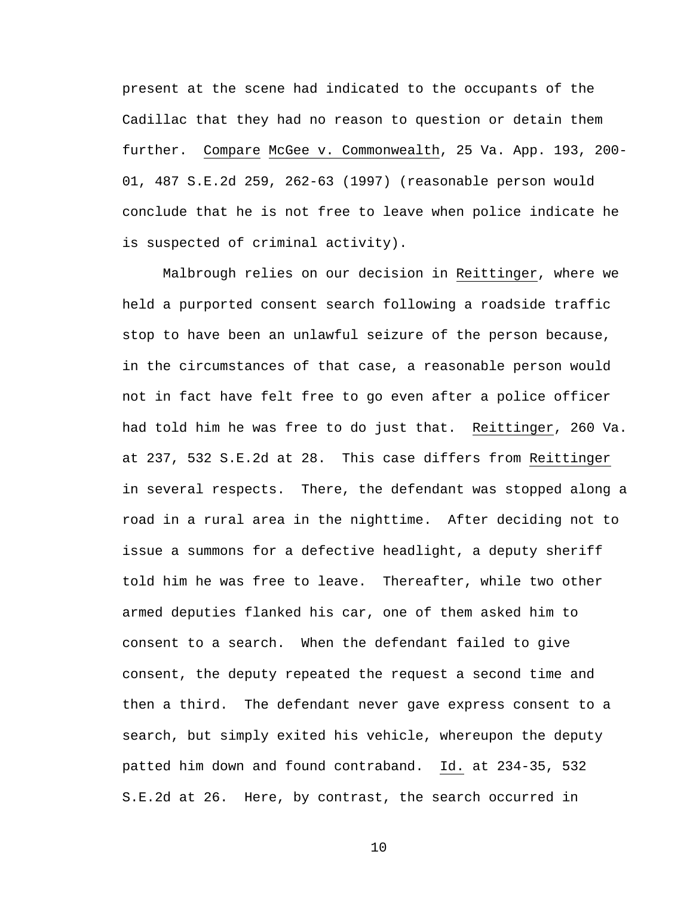present at the scene had indicated to the occupants of the Cadillac that they had no reason to question or detain them further. Compare McGee v. Commonwealth, 25 Va. App. 193, 200-01, 487 S.E.2d 259, 262-63 (1997) (reasonable person would conclude that he is not free to leave when police indicate he is suspected of criminal activity).

Malbrough relies on our decision in Reittinger, where we held a purported consent search following a roadside traffic stop to have been an unlawful seizure of the person because, in the circumstances of that case, a reasonable person would not in fact have felt free to go even after a police officer had told him he was free to do just that. Reittinger, 260 Va. at 237, 532 S.E.2d at 28. This case differs from Reittinger in several respects. There, the defendant was stopped along a road in a rural area in the nighttime. After deciding not to issue a summons for a defective headlight, a deputy sheriff told him he was free to leave. Thereafter, while two other armed deputies flanked his car, one of them asked him to consent to a search. When the defendant failed to give consent, the deputy repeated the request a second time and then a third. The defendant never gave express consent to a search, but simply exited his vehicle, whereupon the deputy patted him down and found contraband. Id. at 234-35, 532 S.E.2d at 26. Here, by contrast, the search occurred in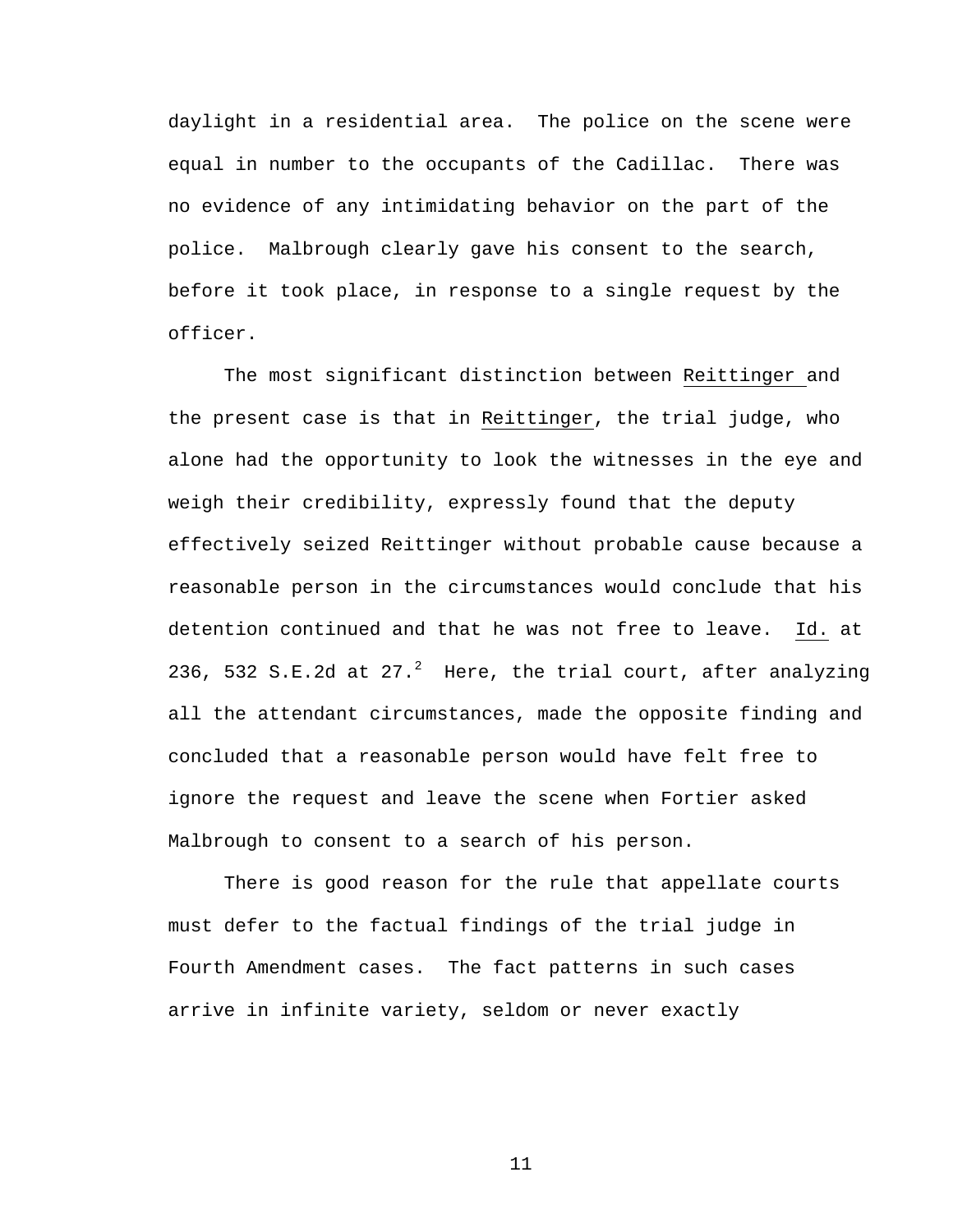daylight in a residential area. The police on the scene were equal in number to the occupants of the Cadillac. There was no evidence of any intimidating behavior on the part of the police. Malbrough clearly gave his consent to the search, before it took place, in response to a single request by the officer.

The most significant distinction between Reittinger and the present case is that in Reittinger, the trial judge, who alone had the opportunity to look the witnesses in the eye and weigh their credibility, expressly found that the deputy effectively seized Reittinger without probable cause because a reasonable person in the circumstances would conclude that his detention continued and that he was not free to leave. Id. at 236, 532 S.E.2d at 27.[2] Here, the trial court, after analyzing all the attendant circumstances, made the opposite finding and concluded that a reasonable person would have felt free to ignore the request and leave the scene when Fortier asked Malbrough to consent to a search of his person.

There is good reason for the rule that appellate courts must defer to the factual findings of the trial judge in Fourth Amendment cases. The fact patterns in such cases arrive in infinite variety, seldom or never exactly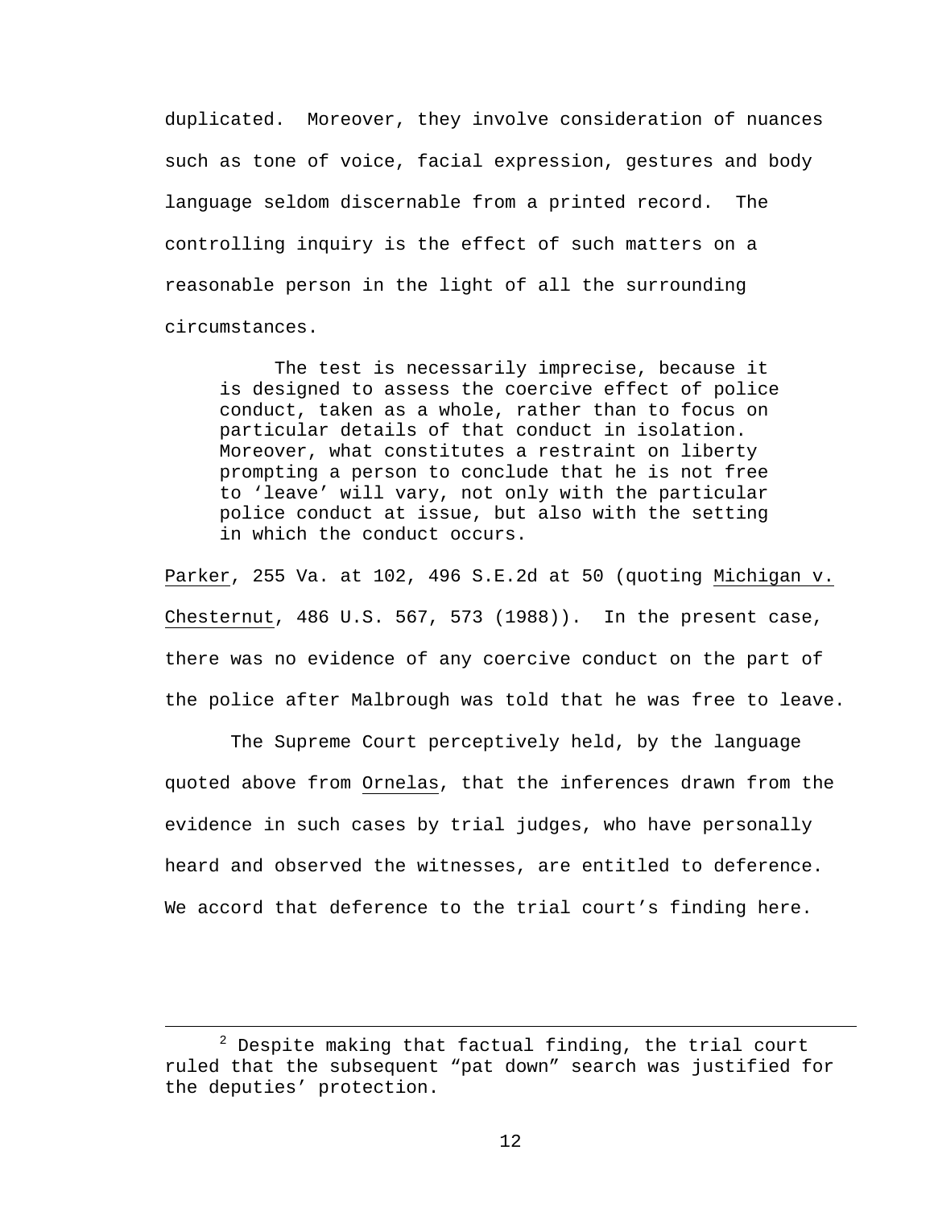duplicated. Moreover, they involve consideration of nuances such as tone of voice, facial expression, gestures and body language seldom discernable from a printed record. The controlling inquiry is the effect of such matters on a reasonable person in the light of all the surrounding circumstances.

> The test is necessarily imprecise, because it is designed to assess the coercive effect of police conduct, taken as a whole, rather than to focus on particular details of that conduct in isolation. Moreover, what constitutes a restraint on liberty prompting a person to conclude that he is not free to 'leave' will vary, not only with the particular police conduct at issue, but also with the setting in which the conduct occurs.

Parker, 255 Va. at 102, 496 S.E.2d at 50 (quoting Michigan v. Chesternut, 486 U.S. 567, 573 (1988)). In the present case, there was no evidence of any coercive conduct on the part of the police after Malbrough was told that he was free to leave.

The Supreme Court perceptively held, by the language quoted above from Ornelas, that the inferences drawn from the evidence in such cases by trial judges, who have personally heard and observed the witnesses, are entitled to deference. We accord that deference to the trial court's finding here.

---

[2] Despite making that factual finding, the trial court ruled that the subsequent "pat down" search was justified for the deputies' protection.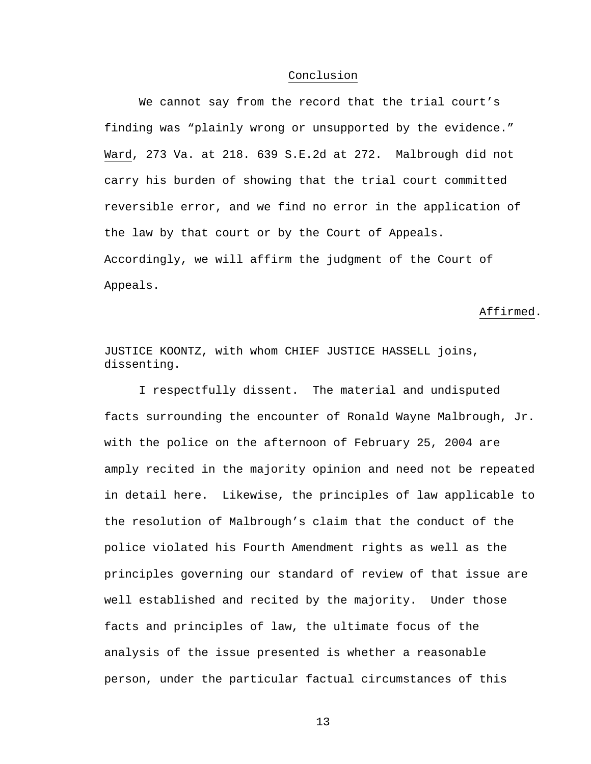## Conclusion

We cannot say from the record that the trial court's finding was "plainly wrong or unsupported by the evidence." Ward, 273 Va. at 218. 639 S.E.2d at 272. Malbrough did not carry his burden of showing that the trial court committed reversible error, and we find no error in the application of the law by that court or by the Court of Appeals. Accordingly, we will affirm the judgment of the Court of Appeals.

Affirmed.

JUSTICE KOONTZ, with whom CHIEF JUSTICE HASSELL joins, dissenting.

I respectfully dissent. The material and undisputed facts surrounding the encounter of Ronald Wayne Malbrough, Jr. with the police on the afternoon of February 25, 2004 are amply recited in the majority opinion and need not be repeated in detail here. Likewise, the principles of law applicable to the resolution of Malbrough's claim that the conduct of the police violated his Fourth Amendment rights as well as the principles governing our standard of review of that issue are well established and recited by the majority. Under those facts and principles of law, the ultimate focus of the analysis of the issue presented is whether a reasonable person, under the particular factual circumstances of this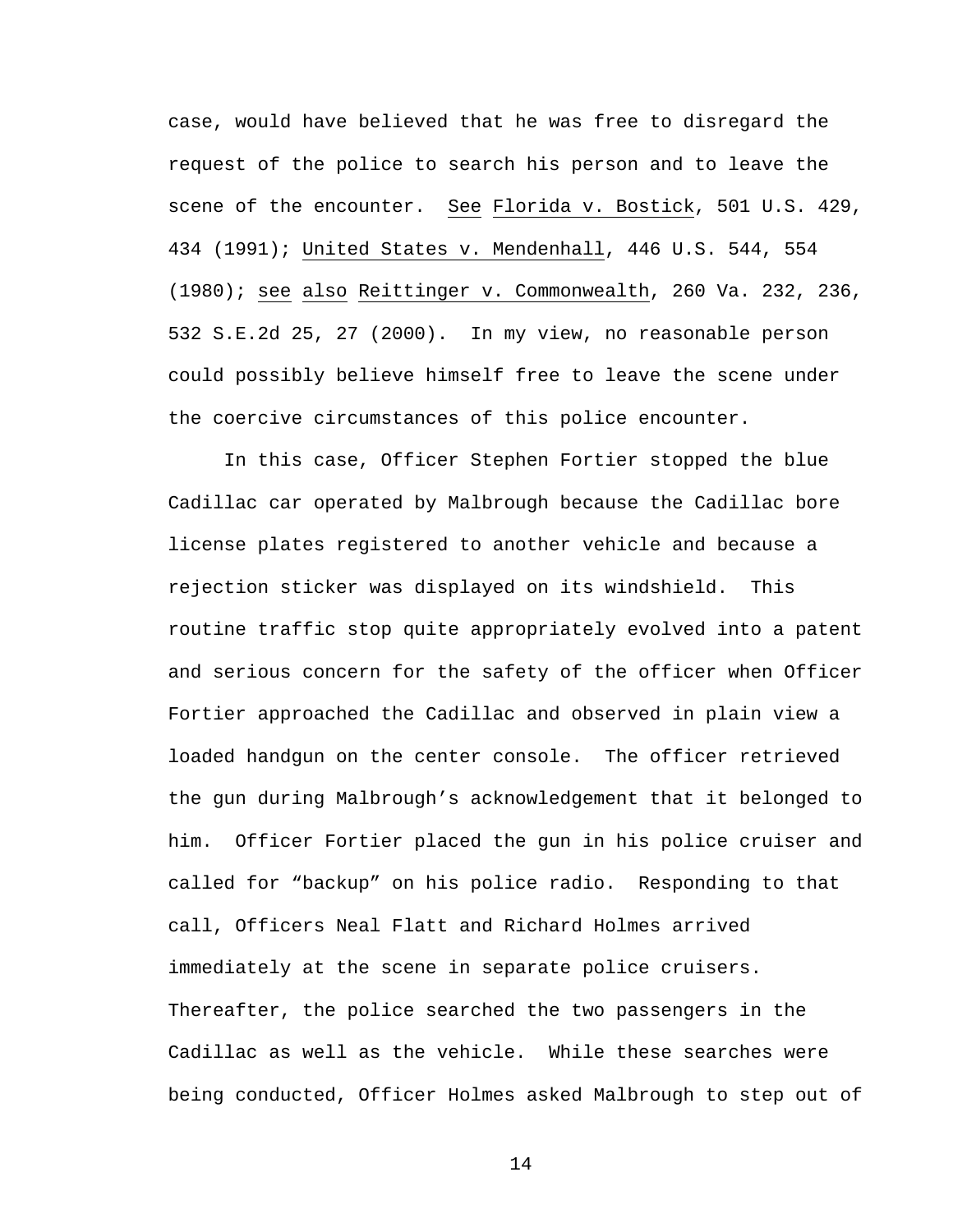case, would have believed that he was free to disregard the request of the police to search his person and to leave the scene of the encounter. See Florida v. Bostick, 501 U.S. 429, 434 (1991); United States v. Mendenhall, 446 U.S. 544, 554 (1980); see also Reittinger v. Commonwealth, 260 Va. 232, 236, 532 S.E.2d 25, 27 (2000). In my view, no reasonable person could possibly believe himself free to leave the scene under the coercive circumstances of this police encounter.

In this case, Officer Stephen Fortier stopped the blue Cadillac car operated by Malbrough because the Cadillac bore license plates registered to another vehicle and because a rejection sticker was displayed on its windshield. This routine traffic stop quite appropriately evolved into a patent and serious concern for the safety of the officer when Officer Fortier approached the Cadillac and observed in plain view a loaded handgun on the center console. The officer retrieved the gun during Malbrough's acknowledgement that it belonged to him. Officer Fortier placed the gun in his police cruiser and called for "backup" on his police radio. Responding to that call, Officers Neal Flatt and Richard Holmes arrived immediately at the scene in separate police cruisers. Thereafter, the police searched the two passengers in the Cadillac as well as the vehicle. While these searches were being conducted, Officer Holmes asked Malbrough to step out of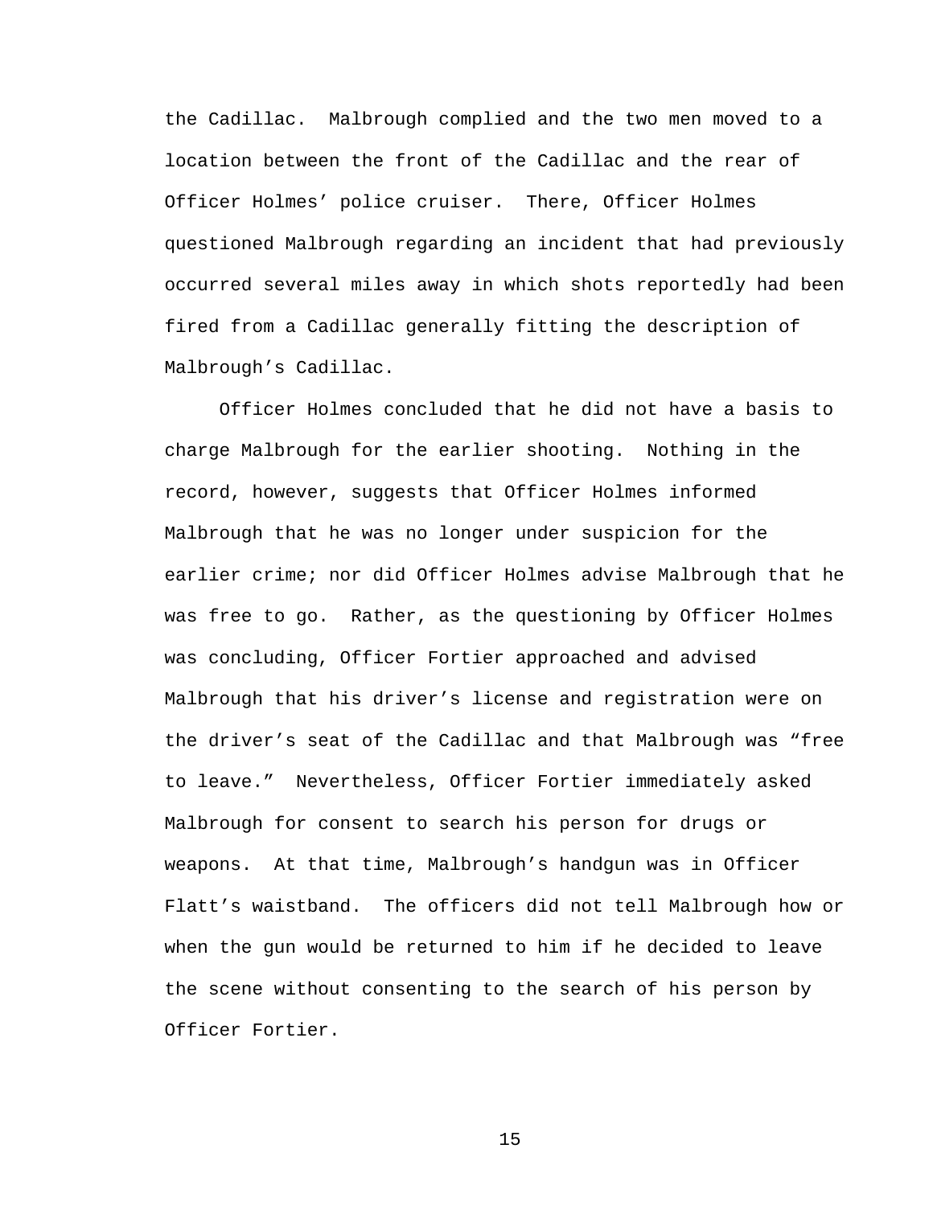the Cadillac. Malbrough complied and the two men moved to a location between the front of the Cadillac and the rear of Officer Holmes' police cruiser. There, Officer Holmes questioned Malbrough regarding an incident that had previously occurred several miles away in which shots reportedly had been fired from a Cadillac generally fitting the description of Malbrough's Cadillac.

Officer Holmes concluded that he did not have a basis to charge Malbrough for the earlier shooting. Nothing in the record, however, suggests that Officer Holmes informed Malbrough that he was no longer under suspicion for the earlier crime; nor did Officer Holmes advise Malbrough that he was free to go. Rather, as the questioning by Officer Holmes was concluding, Officer Fortier approached and advised Malbrough that his driver's license and registration were on the driver's seat of the Cadillac and that Malbrough was "free to leave." Nevertheless, Officer Fortier immediately asked Malbrough for consent to search his person for drugs or weapons. At that time, Malbrough's handgun was in Officer Flatt's waistband. The officers did not tell Malbrough how or when the gun would be returned to him if he decided to leave the scene without consenting to the search of his person by Officer Fortier.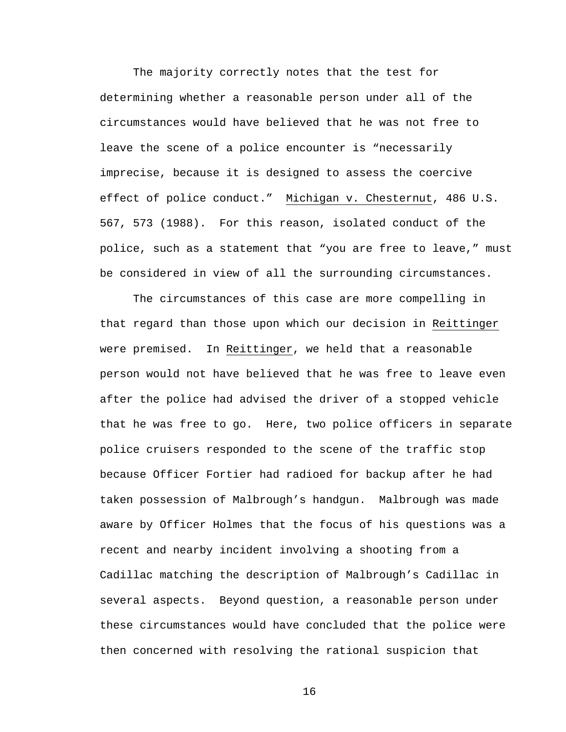The majority correctly notes that the test for determining whether a reasonable person under all of the circumstances would have believed that he was not free to leave the scene of a police encounter is "necessarily imprecise, because it is designed to assess the coercive effect of police conduct." Michigan v. Chesternut, 486 U.S. 567, 573 (1988). For this reason, isolated conduct of the police, such as a statement that "you are free to leave," must be considered in view of all the surrounding circumstances.

The circumstances of this case are more compelling in that regard than those upon which our decision in Reittinger were premised. In Reittinger, we held that a reasonable person would not have believed that he was free to leave even after the police had advised the driver of a stopped vehicle that he was free to go. Here, two police officers in separate police cruisers responded to the scene of the traffic stop because Officer Fortier had radioed for backup after he had taken possession of Malbrough's handgun. Malbrough was made aware by Officer Holmes that the focus of his questions was a recent and nearby incident involving a shooting from a Cadillac matching the description of Malbrough's Cadillac in several aspects. Beyond question, a reasonable person under these circumstances would have concluded that the police were then concerned with resolving the rational suspicion that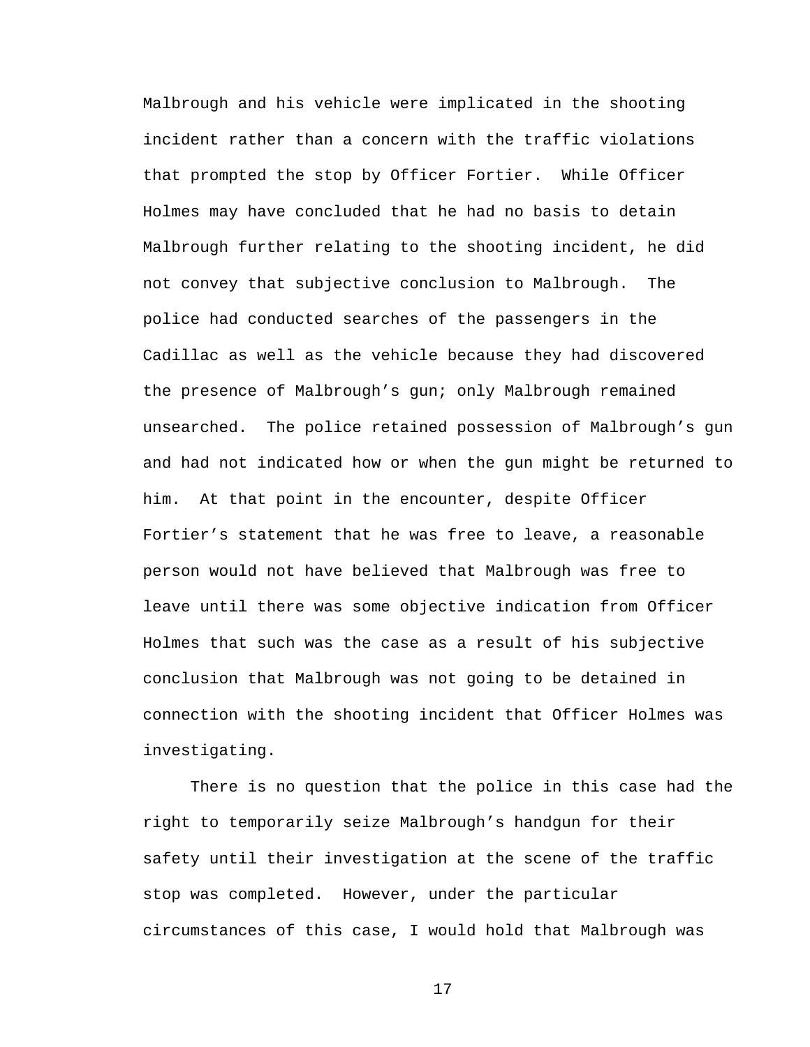Malbrough and his vehicle were implicated in the shooting incident rather than a concern with the traffic violations that prompted the stop by Officer Fortier. While Officer Holmes may have concluded that he had no basis to detain Malbrough further relating to the shooting incident, he did not convey that subjective conclusion to Malbrough. The police had conducted searches of the passengers in the Cadillac as well as the vehicle because they had discovered the presence of Malbrough's gun; only Malbrough remained unsearched. The police retained possession of Malbrough's gun and had not indicated how or when the gun might be returned to him. At that point in the encounter, despite Officer Fortier's statement that he was free to leave, a reasonable person would not have believed that Malbrough was free to leave until there was some objective indication from Officer Holmes that such was the case as a result of his subjective conclusion that Malbrough was not going to be detained in connection with the shooting incident that Officer Holmes was investigating.

There is no question that the police in this case had the right to temporarily seize Malbrough's handgun for their safety until their investigation at the scene of the traffic stop was completed. However, under the particular circumstances of this case, I would hold that Malbrough was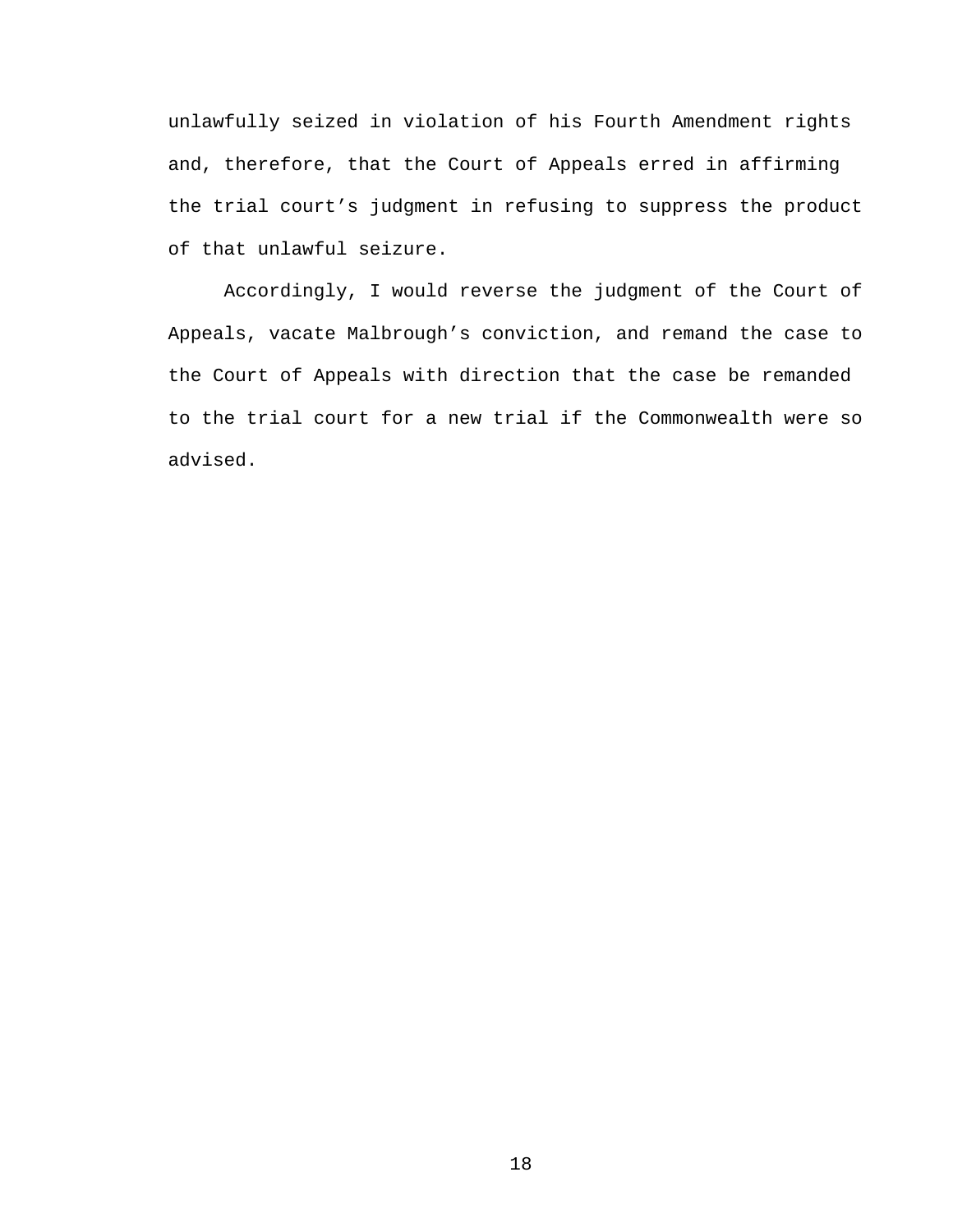unlawfully seized in violation of his Fourth Amendment rights and, therefore, that the Court of Appeals erred in affirming the trial court's judgment in refusing to suppress the product of that unlawful seizure.

Accordingly, I would reverse the judgment of the Court of Appeals, vacate Malbrough's conviction, and remand the case to the Court of Appeals with direction that the case be remanded to the trial court for a new trial if the Commonwealth were so advised.